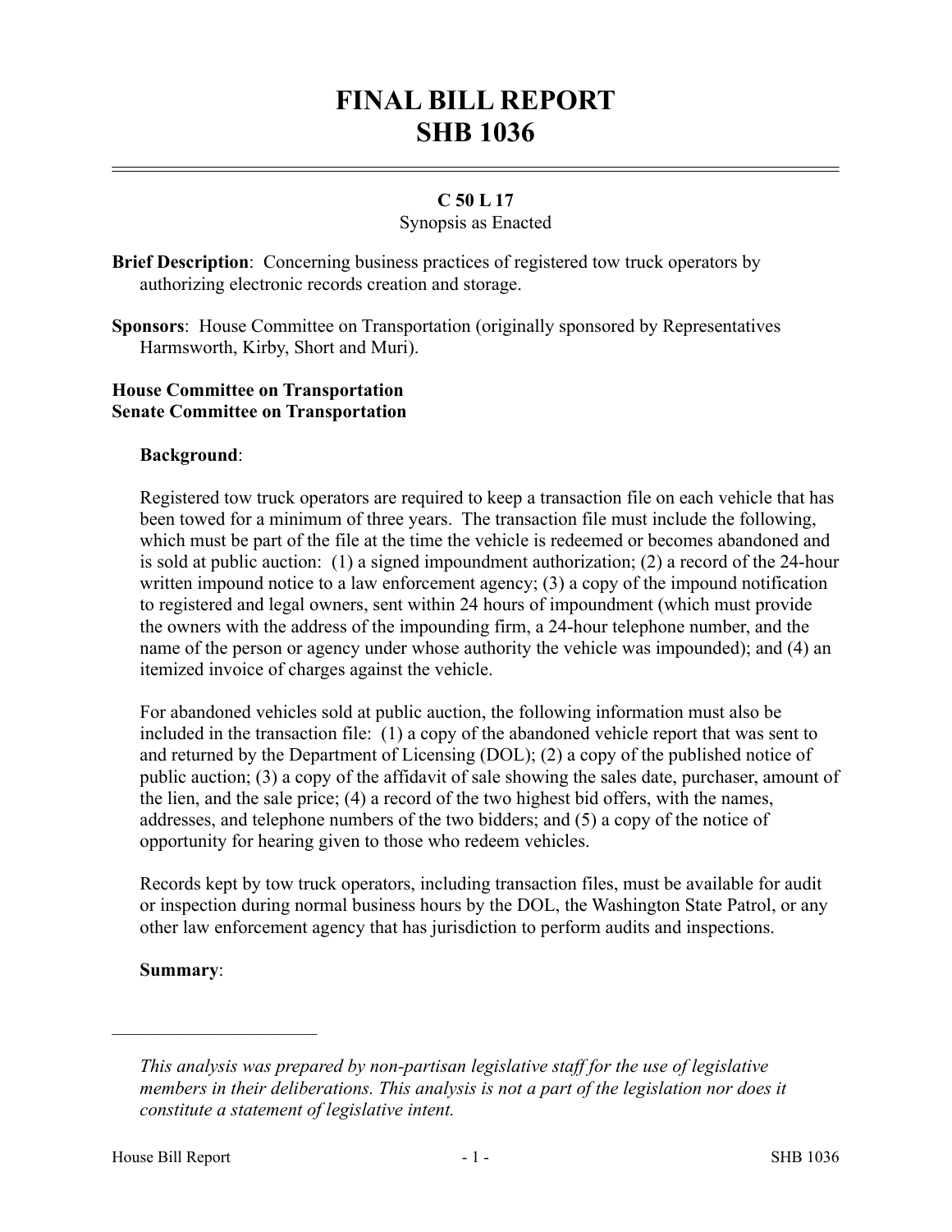# FINAL BILL REPORT
# SHB 1036

**C 50 L 17**

Synopsis as Enacted

**Brief Description**: Concerning business practices of registered tow truck operators by authorizing electronic records creation and storage.

**Sponsors**: House Committee on Transportation (originally sponsored by Representatives Harmsworth, Kirby, Short and Muri).

**House Committee on Transportation**
**Senate Committee on Transportation**

**Background**:

Registered tow truck operators are required to keep a transaction file on each vehicle that has been towed for a minimum of three years. The transaction file must include the following, which must be part of the file at the time the vehicle is redeemed or becomes abandoned and is sold at public auction: (1) a signed impoundment authorization; (2) a record of the 24-hour written impound notice to a law enforcement agency; (3) a copy of the impound notification to registered and legal owners, sent within 24 hours of impoundment (which must provide the owners with the address of the impounding firm, a 24-hour telephone number, and the name of the person or agency under whose authority the vehicle was impounded); and (4) an itemized invoice of charges against the vehicle.

For abandoned vehicles sold at public auction, the following information must also be included in the transaction file: (1) a copy of the abandoned vehicle report that was sent to and returned by the Department of Licensing (DOL); (2) a copy of the published notice of public auction; (3) a copy of the affidavit of sale showing the sales date, purchaser, amount of the lien, and the sale price; (4) a record of the two highest bid offers, with the names, addresses, and telephone numbers of the two bidders; and (5) a copy of the notice of opportunity for hearing given to those who redeem vehicles.

Records kept by tow truck operators, including transaction files, must be available for audit or inspection during normal business hours by the DOL, the Washington State Patrol, or any other law enforcement agency that has jurisdiction to perform audits and inspections.

**Summary**:

---

*This analysis was prepared by non-partisan legislative staff for the use of legislative members in their deliberations. This analysis is not a part of the legislation nor does it constitute a statement of legislative intent.*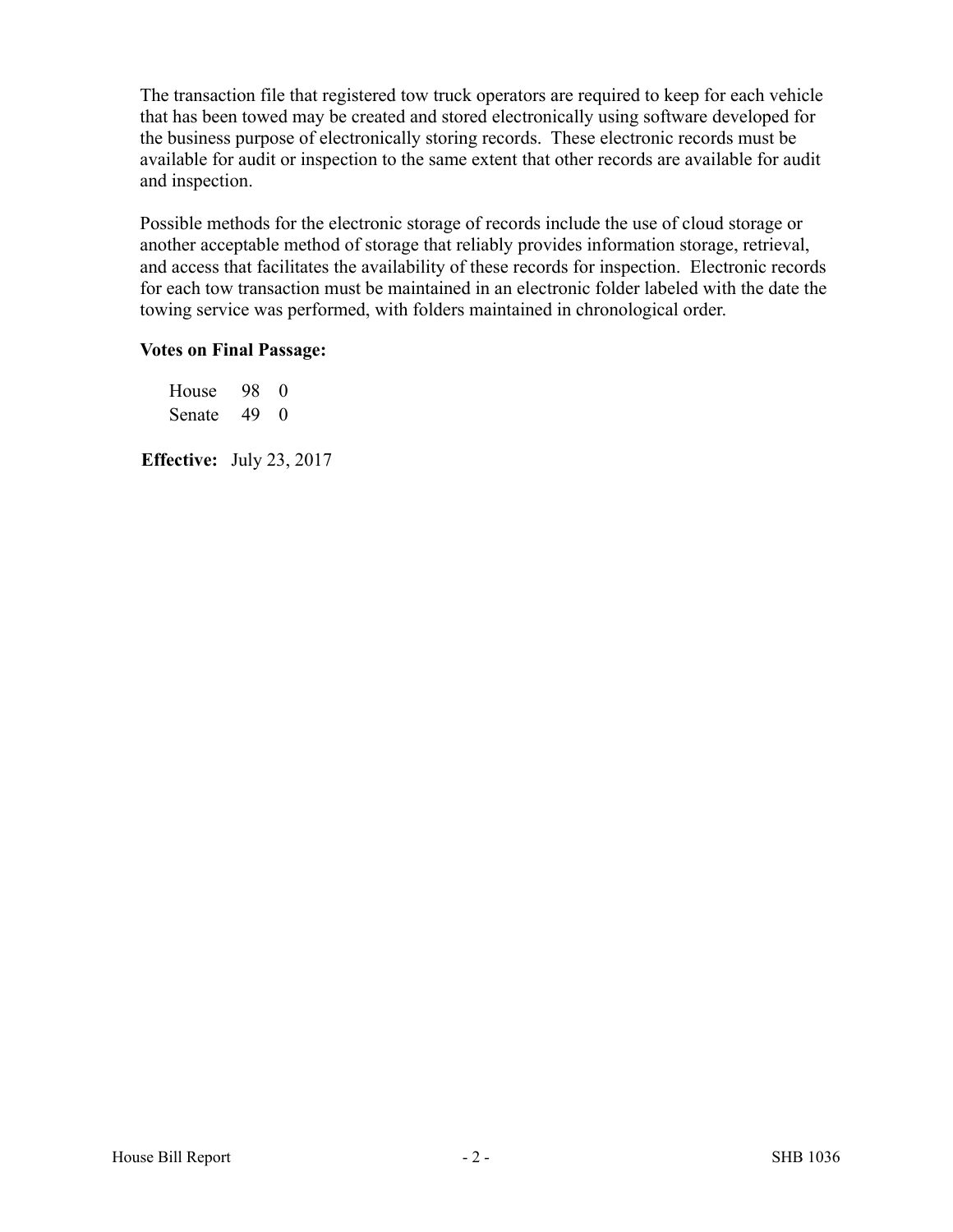The transaction file that registered tow truck operators are required to keep for each vehicle that has been towed may be created and stored electronically using software developed for the business purpose of electronically storing records. These electronic records must be available for audit or inspection to the same extent that other records are available for audit and inspection.

Possible methods for the electronic storage of records include the use of cloud storage or another acceptable method of storage that reliably provides information storage, retrieval, and access that facilitates the availability of these records for inspection. Electronic records for each tow transaction must be maintained in an electronic folder labeled with the date the towing service was performed, with folders maintained in chronological order.

**Votes on Final Passage:**

| | | |
|---|---|---|
| House | 98 | 0 |
| Senate | 49 | 0 |

**Effective:** July 23, 2017